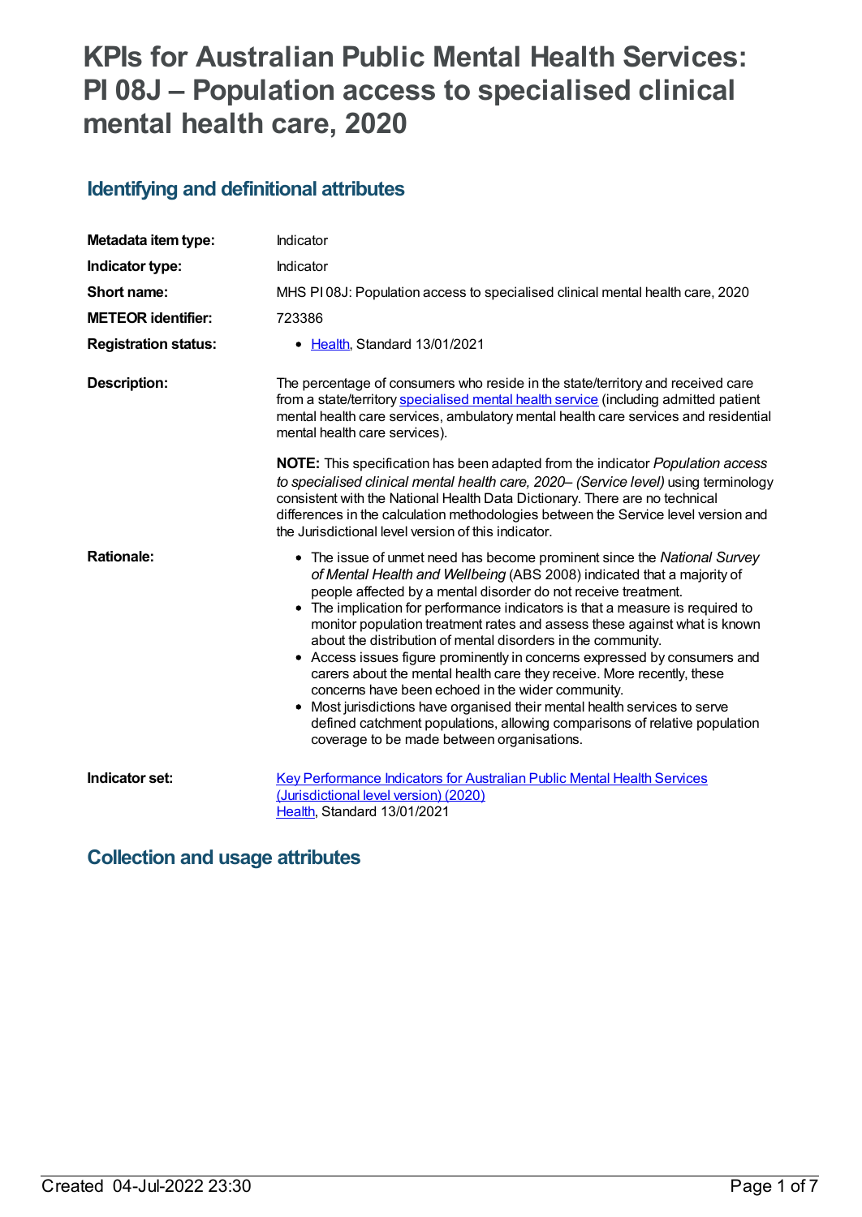# KPIs for Australian Public Mental Health Services: PI 08J – Population access to specialised clinical mental health care, 2020

## Identifying and definitional attributes

| | |
|---|---|
| **Metadata item type:** | Indicator |
| **Indicator type:** | Indicator |
| **Short name:** | MHS PI 08J: Population access to specialised clinical mental health care, 2020 |
| **METEOR identifier:** | 723386 |
| **Registration status:** | • Health, Standard 13/01/2021 |
| **Description:** | The percentage of consumers who reside in the state/territory and received care from a state/territory specialised mental health service (including admitted patient mental health care services, ambulatory mental health care services and residential mental health care services).<br><br>**NOTE:** This specification has been adapted from the indicator *Population access to specialised clinical mental health care, 2020– (Service level)* using terminology consistent with the National Health Data Dictionary. There are no technical differences in the calculation methodologies between the Service level version and the Jurisdictional level version of this indicator. |
| **Rationale:** | • The issue of unmet need has become prominent since the *National Survey of Mental Health and Wellbeing* (ABS 2008) indicated that a majority of people affected by a mental disorder do not receive treatment.<br>• The implication for performance indicators is that a measure is required to monitor population treatment rates and assess these against what is known about the distribution of mental disorders in the community.<br>• Access issues figure prominently in concerns expressed by consumers and carers about the mental health care they receive. More recently, these concerns have been echoed in the wider community.<br>• Most jurisdictions have organised their mental health services to serve defined catchment populations, allowing comparisons of relative population coverage to be made between organisations. |
| **Indicator set:** | Key Performance Indicators for Australian Public Mental Health Services (Jurisdictional level version) (2020)<br>Health, Standard 13/01/2021 |

## Collection and usage attributes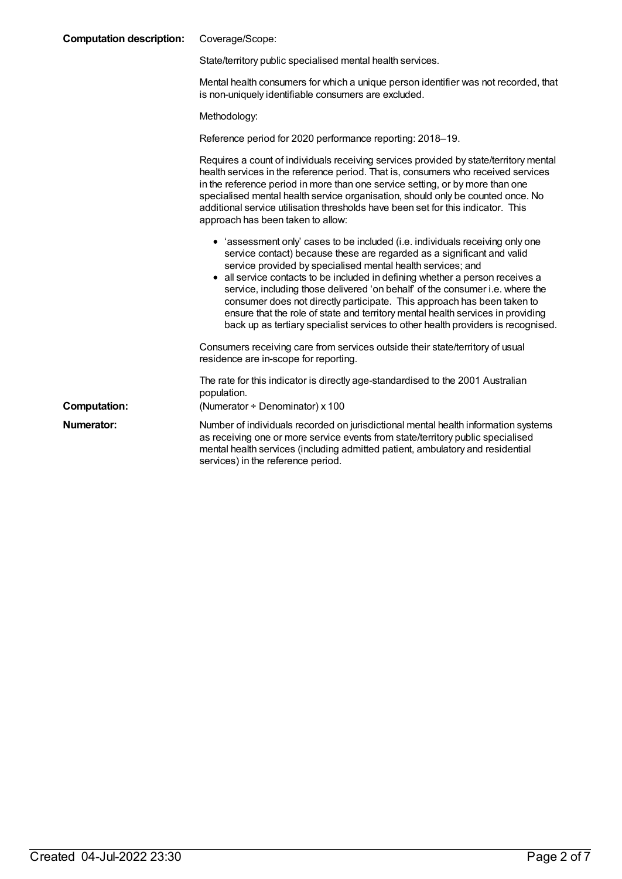**Computation description:** Coverage/Scope:

State/territory public specialised mental health services.

Mental health consumers for which a unique person identifier was not recorded, that is non-uniquely identifiable consumers are excluded.

Methodology:

Reference period for 2020 performance reporting: 2018–19.

Requires a count of individuals receiving services provided by state/territory mental health services in the reference period. That is, consumers who received services in the reference period in more than one service setting, or by more than one specialised mental health service organisation, should only be counted once. No additional service utilisation thresholds have been set for this indicator. This approach has been taken to allow:

- 'assessment only' cases to be included (i.e. individuals receiving only one service contact) because these are regarded as a significant and valid service provided by specialised mental health services; and
- all service contacts to be included in defining whether a person receives a service, including those delivered 'on behalf' of the consumer i.e. where the consumer does not directly participate. This approach has been taken to ensure that the role of state and territory mental health services in providing back up as tertiary specialist services to other health providers is recognised.

Consumers receiving care from services outside their state/territory of usual residence are in-scope for reporting.

The rate for this indicator is directly age-standardised to the 2001 Australian population.

**Computation:** (Numerator ÷ Denominator) x 100

**Numerator:** Number of individuals recorded on jurisdictional mental health information systems as receiving one or more service events from state/territory public specialised mental health services (including admitted patient, ambulatory and residential services) in the reference period.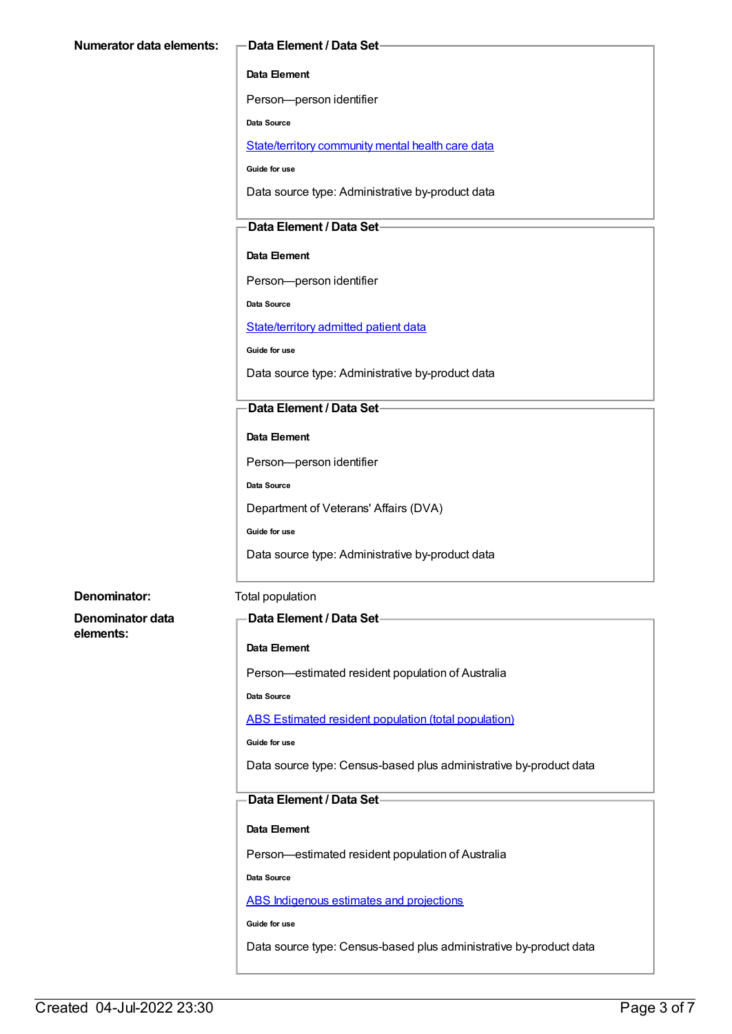**Numerator data elements:**

**Data Element / Data Set**

**Data Element**

Person—person identifier

**Data Source**

State/territory community mental health care data

**Guide for use**

Data source type: Administrative by-product data

**Data Element / Data Set**

**Data Element**

Person—person identifier

**Data Source**

State/territory admitted patient data

**Guide for use**

Data source type: Administrative by-product data

**Data Element / Data Set**

**Data Element**

Person—person identifier

**Data Source**

Department of Veterans' Affairs (DVA)

**Guide for use**

Data source type: Administrative by-product data

**Denominator:** Total population

**Denominator data elements:**

**Data Element / Data Set**

**Data Element**

Person—estimated resident population of Australia

**Data Source**

ABS Estimated resident population (total population)

**Guide for use**

Data source type: Census-based plus administrative by-product data

**Data Element / Data Set**

**Data Element**

Person—estimated resident population of Australia

**Data Source**

ABS Indigenous estimates and projections

**Guide for use**

Data source type: Census-based plus administrative by-product data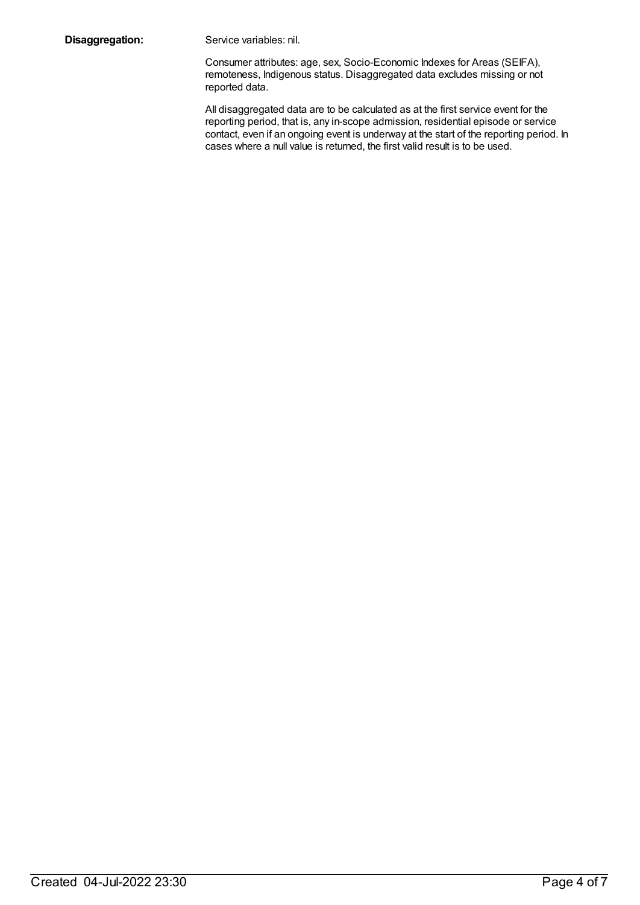**Disaggregation:** Service variables: nil.

Consumer attributes: age, sex, Socio-Economic Indexes for Areas (SEIFA), remoteness, Indigenous status. Disaggregated data excludes missing or not reported data.

All disaggregated data are to be calculated as at the first service event for the reporting period, that is, any in-scope admission, residential episode or service contact, even if an ongoing event is underway at the start of the reporting period. In cases where a null value is returned, the first valid result is to be used.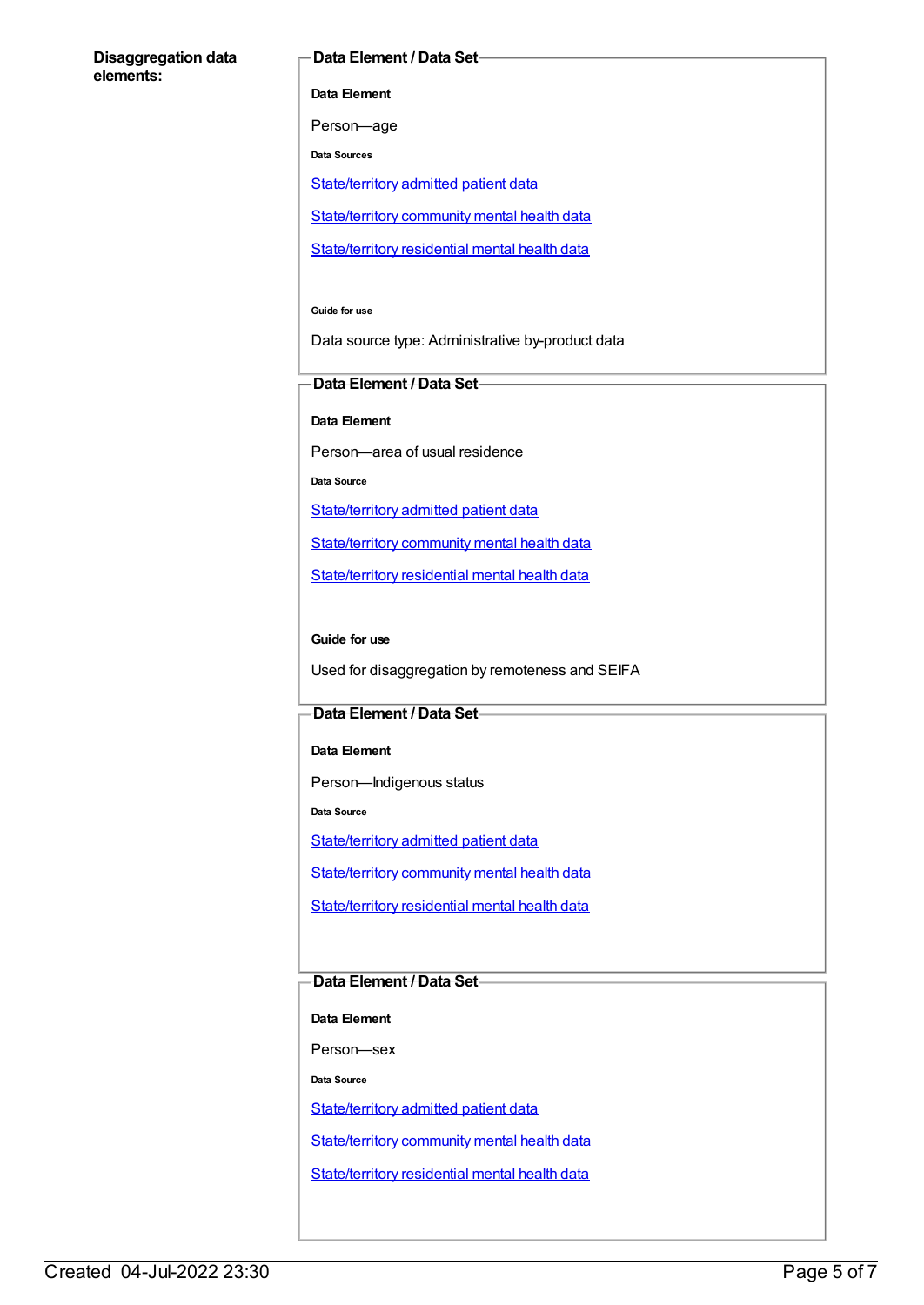**Disaggregation data elements:**

**Data Element / Data Set**

**Data Element**

Person—age

**Data Sources**

State/territory admitted patient data

State/territory community mental health data

State/territory residential mental health data

**Guide for use**

Data source type: Administrative by-product data

**Data Element / Data Set**

**Data Element**

Person—area of usual residence

**Data Source**

State/territory admitted patient data

State/territory community mental health data

State/territory residential mental health data

**Guide for use**

Used for disaggregation by remoteness and SEIFA

**Data Element / Data Set**

**Data Element**

Person—Indigenous status

**Data Source**

State/territory admitted patient data

State/territory community mental health data

State/territory residential mental health data

**Data Element / Data Set**

**Data Element**

Person—sex

**Data Source**

State/territory admitted patient data

State/territory community mental health data

State/territory residential mental health data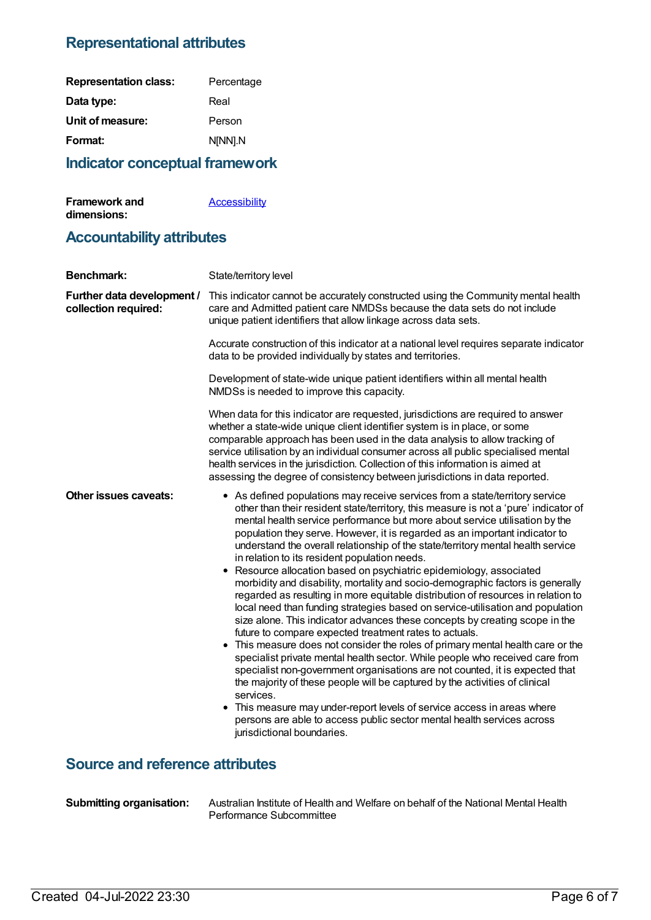## Representational attributes

**Representation class:** Percentage

**Data type:** Real

**Unit of measure:** Person

**Format:** N[NN].N

## Indicator conceptual framework

**Framework and dimensions:** Accessibility

## Accountability attributes

**Benchmark:** State/territory level

**Further data development / collection required:**

This indicator cannot be accurately constructed using the Community mental health care and Admitted patient care NMDSs because the data sets do not include unique patient identifiers that allow linkage across data sets.

Accurate construction of this indicator at a national level requires separate indicator data to be provided individually by states and territories.

Development of state-wide unique patient identifiers within all mental health NMDSs is needed to improve this capacity.

When data for this indicator are requested, jurisdictions are required to answer whether a state-wide unique client identifier system is in place, or some comparable approach has been used in the data analysis to allow tracking of service utilisation by an individual consumer across all public specialised mental health services in the jurisdiction. Collection of this information is aimed at assessing the degree of consistency between jurisdictions in data reported.

**Other issues caveats:**

- As defined populations may receive services from a state/territory service other than their resident state/territory, this measure is not a 'pure' indicator of mental health service performance but more about service utilisation by the population they serve. However, it is regarded as an important indicator to understand the overall relationship of the state/territory mental health service in relation to its resident population needs.
- Resource allocation based on psychiatric epidemiology, associated morbidity and disability, mortality and socio-demographic factors is generally regarded as resulting in more equitable distribution of resources in relation to local need than funding strategies based on service-utilisation and population size alone. This indicator advances these concepts by creating scope in the future to compare expected treatment rates to actuals.
- This measure does not consider the roles of primary mental health care or the specialist private mental health sector. While people who received care from specialist non-government organisations are not counted, it is expected that the majority of these people will be captured by the activities of clinical services.
- This measure may under-report levels of service access in areas where persons are able to access public sector mental health services across jurisdictional boundaries.

## Source and reference attributes

**Submitting organisation:** Australian Institute of Health and Welfare on behalf of the National Mental Health Performance Subcommittee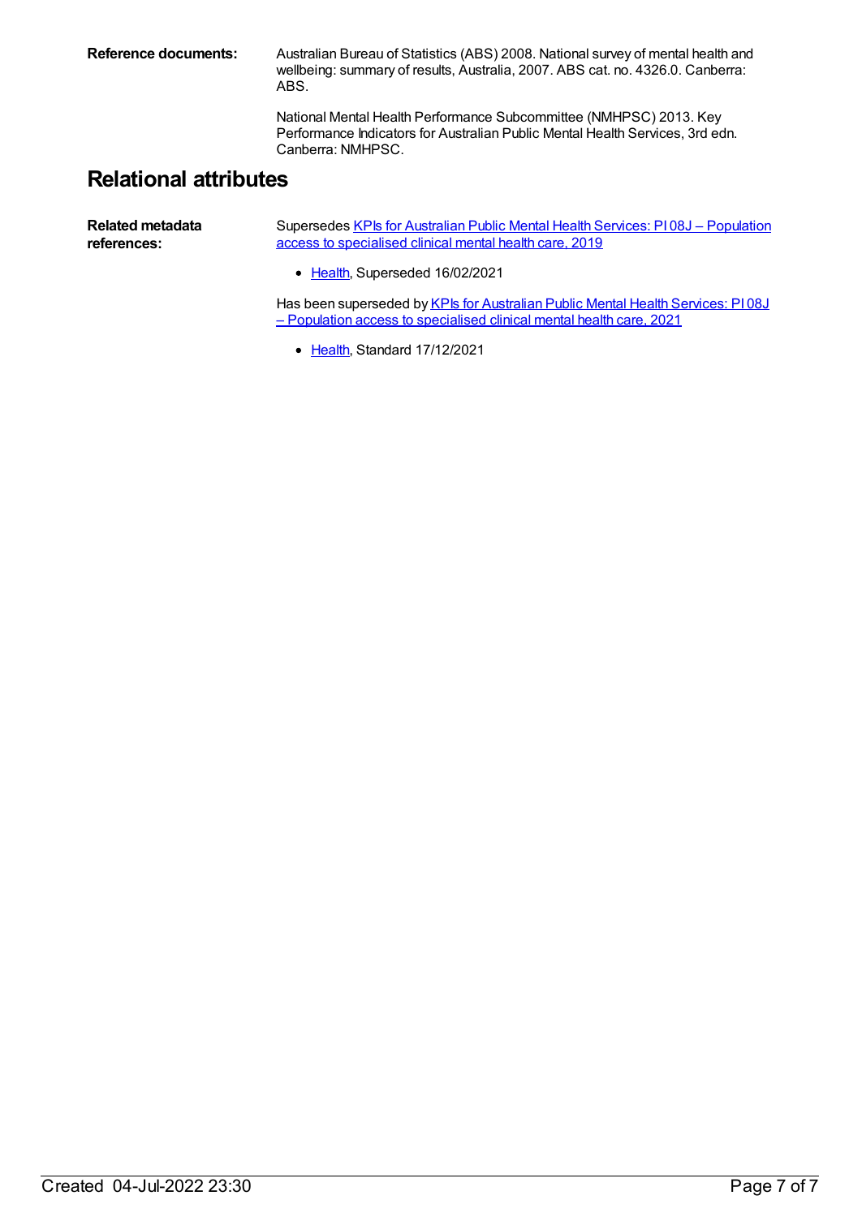**Reference documents:** Australian Bureau of Statistics (ABS) 2008. National survey of mental health and wellbeing: summary of results, Australia, 2007. ABS cat. no. 4326.0. Canberra: ABS.

National Mental Health Performance Subcommittee (NMHPSC) 2013. Key Performance Indicators for Australian Public Mental Health Services, 3rd edn. Canberra: NMHPSC.

## Relational attributes

**Related metadata references:** Supersedes KPIs for Australian Public Mental Health Services: PI 08J – Population access to specialised clinical mental health care, 2019

- Health, Superseded 16/02/2021

Has been superseded by KPIs for Australian Public Mental Health Services: PI 08J – Population access to specialised clinical mental health care, 2021

- Health, Standard 17/12/2021